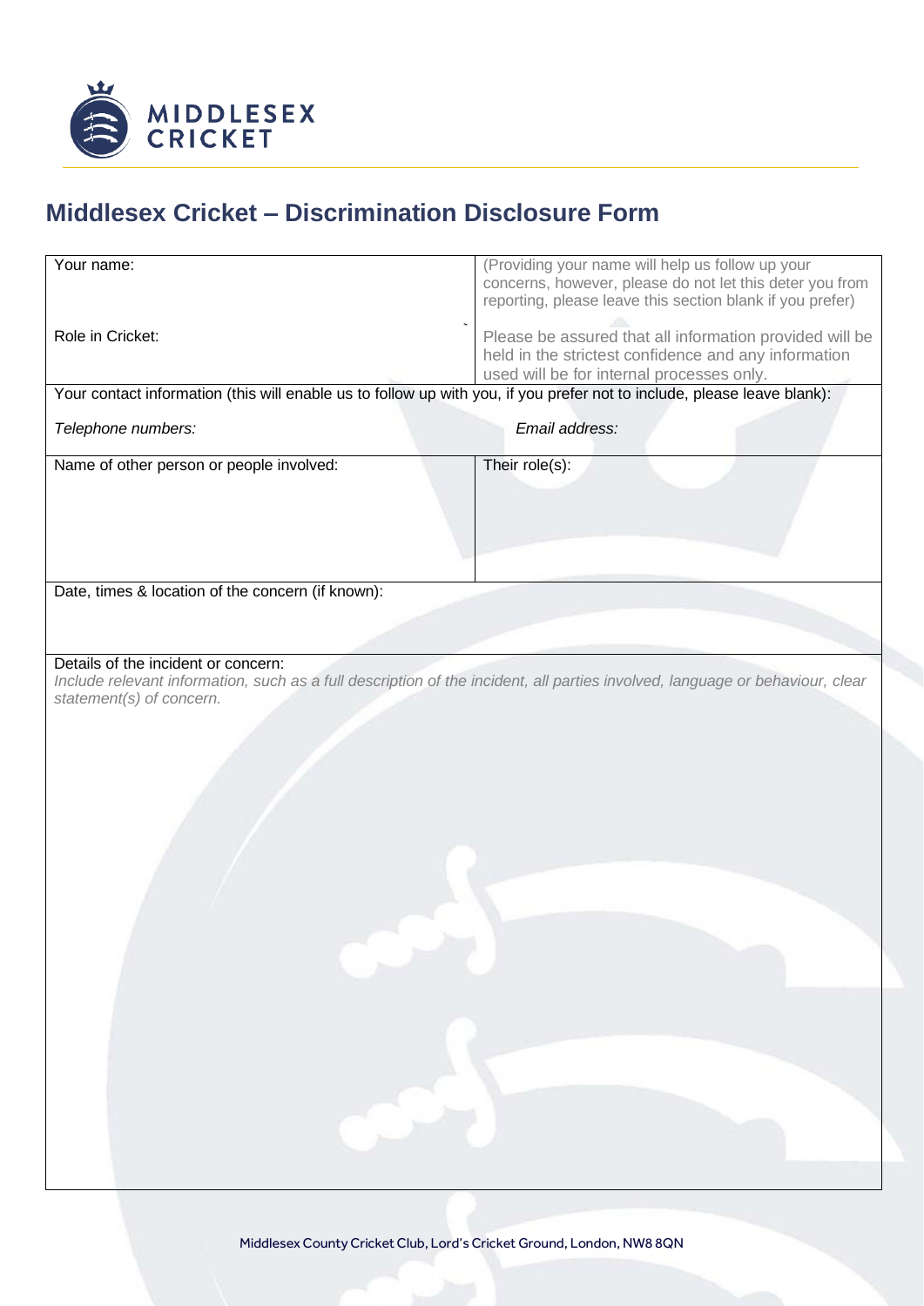MIDDLESEX CRICKET

# Middlesex Cricket – Discrimination Disclosure Form

| Your name: <br><br> Role in Cricket: | (Providing your name will help us follow up your concerns, however, please do not let this deter you from reporting, please leave this section blank if you prefer) <br><br> Please be assured that all information provided will be held in the strictest confidence and any information used will be for internal processes only. |
|---|---|
| Your contact information (this will enable us to follow up with you, if you prefer not to include, please leave blank): <br><br> *Telephone numbers:* | <br><br> *Email address:* |
| Name of other person or people involved: | Their role(s): |
| Date, times & location of the concern (if known): | |
| Details of the incident or concern: <br> *Include relevant information, such as a full description of the incident, all parties involved, language or behaviour, clear statement(s) of concern.* | |

Middlesex County Cricket Club, Lord's Cricket Ground, London, NW8 8QN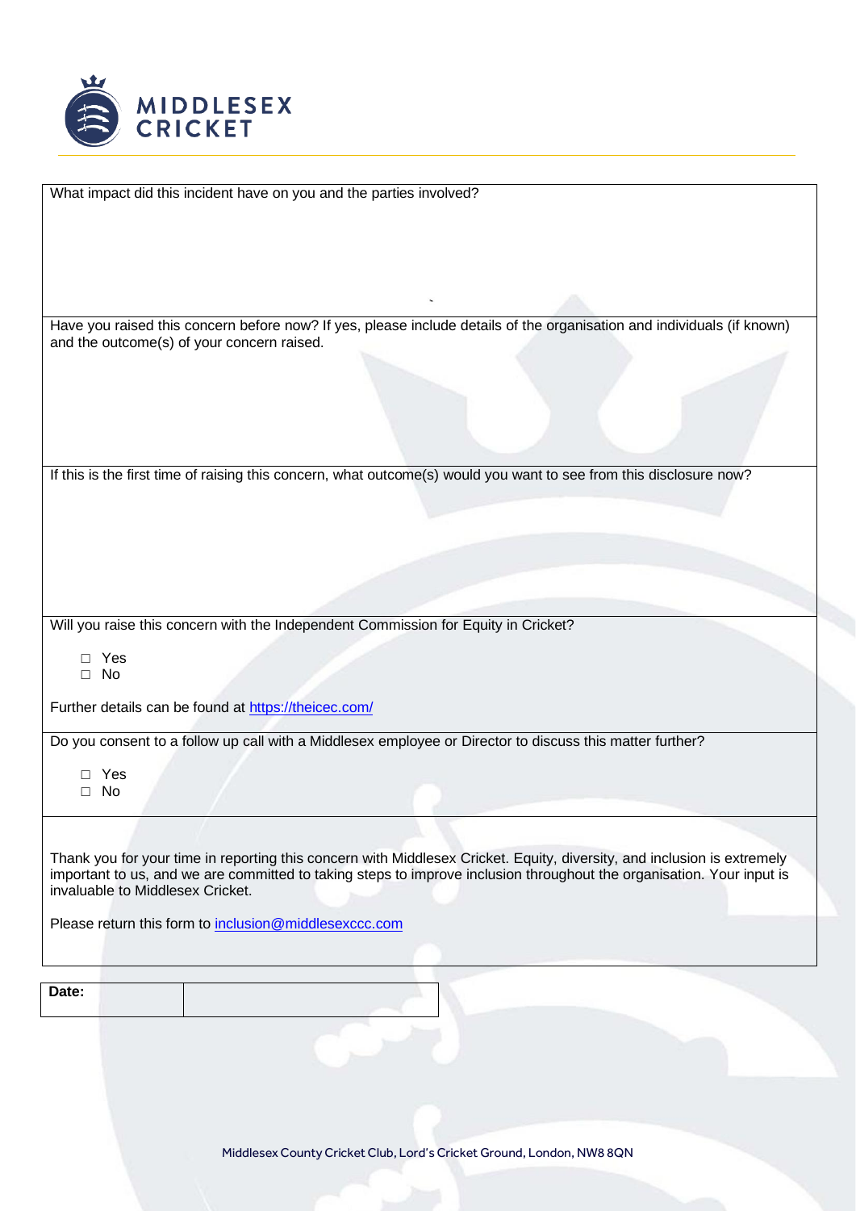What impact did this incident have on you and the parties involved?

Have you raised this concern before now? If yes, please include details of the organisation and individuals (if known) and the outcome(s) of your concern raised.

If this is the first time of raising this concern, what outcome(s) would you want to see from this disclosure now?

Will you raise this concern with the Independent Commission for Equity in Cricket?

- □ Yes
- □ No

Further details can be found at [https://theicec.com/](https://theicec.com/)

Do you consent to a follow up call with a Middlesex employee or Director to discuss this matter further?

- □ Yes
- □ No

Thank you for your time in reporting this concern with Middlesex Cricket. Equity, diversity, and inclusion is extremely important to us, and we are committed to taking steps to improve inclusion throughout the organisation. Your input is invaluable to Middlesex Cricket.

Please return this form to [inclusion@middlesexccc.com](mailto:inclusion@middlesexccc.com)

| | |
|---|---|
| **Date:** | |